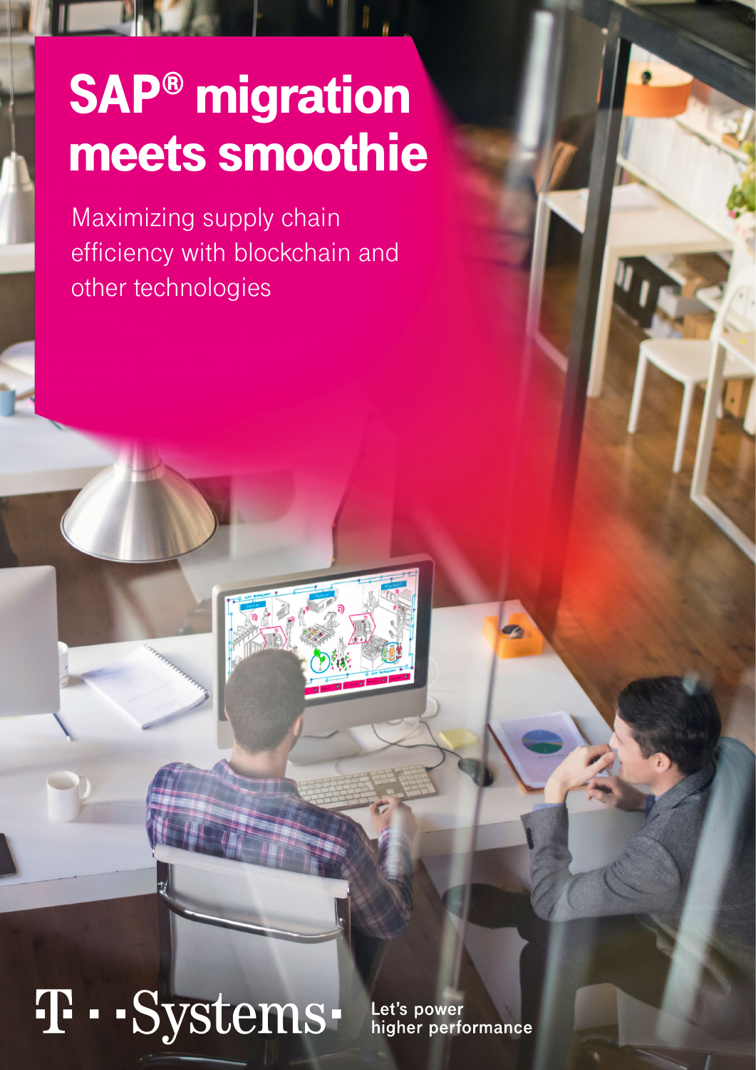# SAP® migration meets smoothie

Maximizing supply chain efficiency with blockchain and other technologies

T · · Systems ·

Let's power higher performance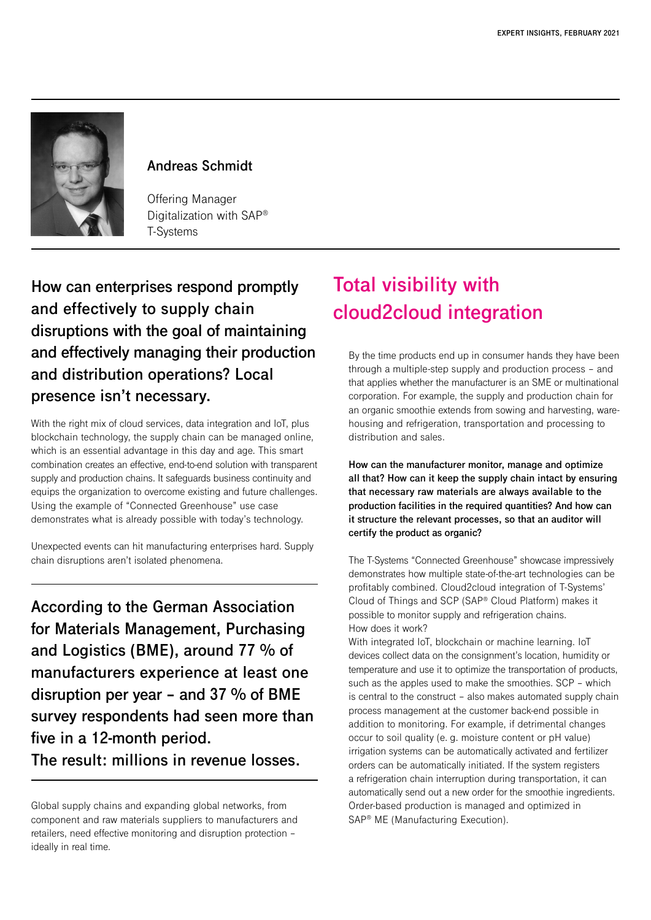**Andreas Schmidt**

Offering Manager
Digitalization with SAP®
T-Systems

**How can enterprises respond promptly and effectively to supply chain disruptions with the goal of maintaining and effectively managing their production and distribution operations? Local presence isn't necessary.**

With the right mix of cloud services, data integration and IoT, plus blockchain technology, the supply chain can be managed online, which is an essential advantage in this day and age. This smart combination creates an effective, end-to-end solution with transparent supply and production chains. It safeguards business continuity and equips the organization to overcome existing and future challenges. Using the example of "Connected Greenhouse" use case demonstrates what is already possible with today's technology.

Unexpected events can hit manufacturing enterprises hard. Supply chain disruptions aren't isolated phenomena.

**According to the German Association for Materials Management, Purchasing and Logistics (BME), around 77 % of manufacturers experience at least one disruption per year – and 37 % of BME survey respondents had seen more than five in a 12-month period.
The result: millions in revenue losses.**

Global supply chains and expanding global networks, from component and raw materials suppliers to manufacturers and retailers, need effective monitoring and disruption protection – ideally in real time.

# Total visibility with cloud2cloud integration

By the time products end up in consumer hands they have been through a multiple-step supply and production process – and that applies whether the manufacturer is an SME or multinational corporation. For example, the supply and production chain for an organic smoothie extends from sowing and harvesting, warehousing and refrigeration, transportation and processing to distribution and sales.

**How can the manufacturer monitor, manage and optimize all that? How can it keep the supply chain intact by ensuring that necessary raw materials are always available to the production facilities in the required quantities? And how can it structure the relevant processes, so that an auditor will certify the product as organic?**

The T-Systems "Connected Greenhouse" showcase impressively demonstrates how multiple state-of-the-art technologies can be profitably combined. Cloud2cloud integration of T-Systems' Cloud of Things and SCP (SAP® Cloud Platform) makes it possible to monitor supply and refrigeration chains.
How does it work?
With integrated IoT, blockchain or machine learning. IoT devices collect data on the consignment's location, humidity or temperature and use it to optimize the transportation of products, such as the apples used to make the smoothies. SCP – which is central to the construct – also makes automated supply chain process management at the customer back-end possible in addition to monitoring. For example, if detrimental changes occur to soil quality (e. g. moisture content or pH value) irrigation systems can be automatically activated and fertilizer orders can be automatically initiated. If the system registers a refrigeration chain interruption during transportation, it can automatically send out a new order for the smoothie ingredients. Order-based production is managed and optimized in SAP® ME (Manufacturing Execution).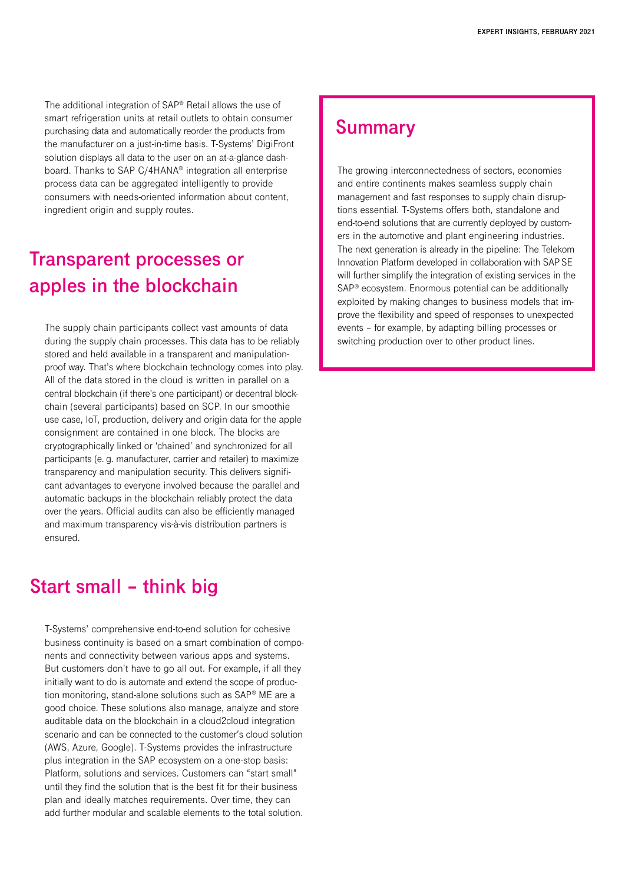The additional integration of SAP® Retail allows the use of smart refrigeration units at retail outlets to obtain consumer purchasing data and automatically reorder the products from the manufacturer on a just-in-time basis. T-Systems' DigiFront solution displays all data to the user on an at-a-glance dashboard. Thanks to SAP C/4HANA® integration all enterprise process data can be aggregated intelligently to provide consumers with needs-oriented information about content, ingredient origin and supply routes.

## Transparent processes or apples in the blockchain

The supply chain participants collect vast amounts of data during the supply chain processes. This data has to be reliably stored and held available in a transparent and manipulation-proof way. That's where blockchain technology comes into play. All of the data stored in the cloud is written in parallel on a central blockchain (if there's one participant) or decentral blockchain (several participants) based on SCP. In our smoothie use case, IoT, production, delivery and origin data for the apple consignment are contained in one block. The blocks are cryptographically linked or 'chained' and synchronized for all participants (e. g. manufacturer, carrier and retailer) to maximize transparency and manipulation security. This delivers significant advantages to everyone involved because the parallel and automatic backups in the blockchain reliably protect the data over the years. Official audits can also be efficiently managed and maximum transparency vis-à-vis distribution partners is ensured.

## Start small – think big

T-Systems' comprehensive end-to-end solution for cohesive business continuity is based on a smart combination of components and connectivity between various apps and systems. But customers don't have to go all out. For example, if all they initially want to do is automate and extend the scope of production monitoring, stand-alone solutions such as SAP® ME are a good choice. These solutions also manage, analyze and store auditable data on the blockchain in a cloud2cloud integration scenario and can be connected to the customer's cloud solution (AWS, Azure, Google). T-Systems provides the infrastructure plus integration in the SAP ecosystem on a one-stop basis: Platform, solutions and services. Customers can "start small" until they find the solution that is the best fit for their business plan and ideally matches requirements. Over time, they can add further modular and scalable elements to the total solution.

## Summary

The growing interconnectedness of sectors, economies and entire continents makes seamless supply chain management and fast responses to supply chain disruptions essential. T-Systems offers both, standalone and end-to-end solutions that are currently deployed by customers in the automotive and plant engineering industries. The next generation is already in the pipeline: The Telekom Innovation Platform developed in collaboration with SAP SE will further simplify the integration of existing services in the SAP® ecosystem. Enormous potential can be additionally exploited by making changes to business models that improve the flexibility and speed of responses to unexpected events – for example, by adapting billing processes or switching production over to other product lines.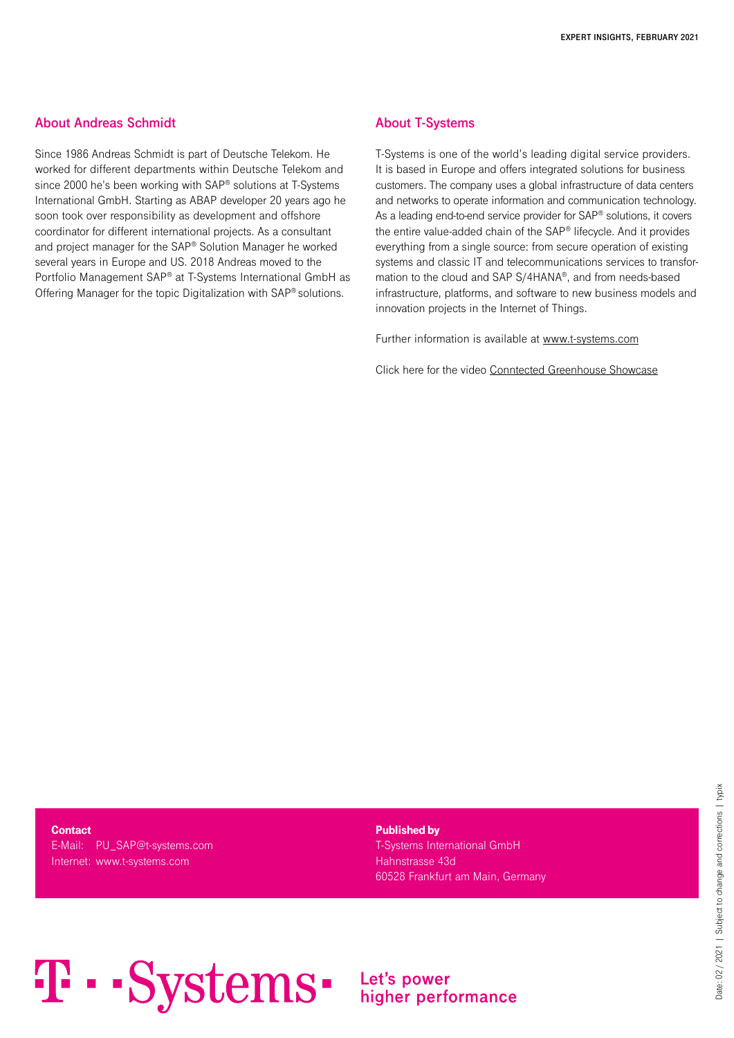## About Andreas Schmidt

Since 1986 Andreas Schmidt is part of Deutsche Telekom. He worked for different departments within Deutsche Telekom and since 2000 he's been working with SAP® solutions at T-Systems International GmbH. Starting as ABAP developer 20 years ago he soon took over responsibility as development and offshore coordinator for different international projects. As a consultant and project manager for the SAP® Solution Manager he worked several years in Europe and US. 2018 Andreas moved to the Portfolio Management SAP® at T-Systems International GmbH as Offering Manager for the topic Digitalization with SAP® solutions.

## About T-Systems

T-Systems is one of the world's leading digital service providers. It is based in Europe and offers integrated solutions for business customers. The company uses a global infrastructure of data centers and networks to operate information and communication technology. As a leading end-to-end service provider for SAP® solutions, it covers the entire value-added chain of the SAP® lifecycle. And it provides everything from a single source: from secure operation of existing systems and classic IT and telecommunications services to transformation to the cloud and SAP S/4HANA®, and from needs-based infrastructure, platforms, and software to new business models and innovation projects in the Internet of Things.

Further information is available at www.t-systems.com

Click here for the video Conntected Greenhouse Showcase

**Contact**
E-Mail: PU_SAP@t-systems.com
Internet: www.t-systems.com

**Published by**
T-Systems International GmbH
Hahnstrasse 43d
60528 Frankfurt am Main, Germany

T · · Systems · Let's power higher performance

Date: 02 / 2021 | Subject to change and corrections | typix